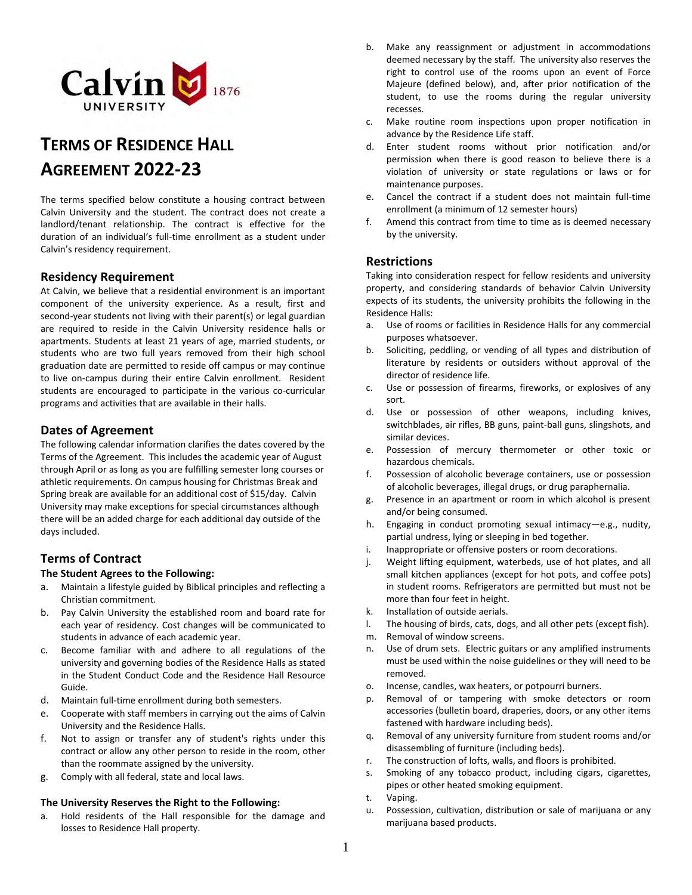# TERMS OF RESIDENCE HALL AGREEMENT 2022-23

The terms specified below constitute a housing contract between Calvin University and the student. The contract does not create a landlord/tenant relationship. The contract is effective for the duration of an individual's full-time enrollment as a student under Calvin's residency requirement.

## Residency Requirement

At Calvin, we believe that a residential environment is an important component of the university experience. As a result, first and second-year students not living with their parent(s) or legal guardian are required to reside in the Calvin University residence halls or apartments. Students at least 21 years of age, married students, or students who are two full years removed from their high school graduation date are permitted to reside off campus or may continue to live on-campus during their entire Calvin enrollment. Resident students are encouraged to participate in the various co-curricular programs and activities that are available in their halls.

## Dates of Agreement

The following calendar information clarifies the dates covered by the Terms of the Agreement. This includes the academic year of August through April or as long as you are fulfilling semester long courses or athletic requirements. On campus housing for Christmas Break and Spring break are available for an additional cost of $15/day. Calvin University may make exceptions for special circumstances although there will be an added charge for each additional day outside of the days included.

## Terms of Contract

### The Student Agrees to the Following:

a. Maintain a lifestyle guided by Biblical principles and reflecting a Christian commitment.
b. Pay Calvin University the established room and board rate for each year of residency. Cost changes will be communicated to students in advance of each academic year.
c. Become familiar with and adhere to all regulations of the university and governing bodies of the Residence Halls as stated in the Student Conduct Code and the Residence Hall Resource Guide.
d. Maintain full-time enrollment during both semesters.
e. Cooperate with staff members in carrying out the aims of Calvin University and the Residence Halls.
f. Not to assign or transfer any of student's rights under this contract or allow any other person to reside in the room, other than the roommate assigned by the university.
g. Comply with all federal, state and local laws.

### The University Reserves the Right to the Following:

a. Hold residents of the Hall responsible for the damage and losses to Residence Hall property.
b. Make any reassignment or adjustment in accommodations deemed necessary by the staff. The university also reserves the right to control use of the rooms upon an event of Force Majeure (defined below), and, after prior notification of the student, to use the rooms during the regular university recesses.
c. Make routine room inspections upon proper notification in advance by the Residence Life staff.
d. Enter student rooms without prior notification and/or permission when there is good reason to believe there is a violation of university or state regulations or laws or for maintenance purposes.
e. Cancel the contract if a student does not maintain full-time enrollment (a minimum of 12 semester hours)
f. Amend this contract from time to time as is deemed necessary by the university.

## Restrictions

Taking into consideration respect for fellow residents and university property, and considering standards of behavior Calvin University expects of its students, the university prohibits the following in the Residence Halls:

a. Use of rooms or facilities in Residence Halls for any commercial purposes whatsoever.
b. Soliciting, peddling, or vending of all types and distribution of literature by residents or outsiders without approval of the director of residence life.
c. Use or possession of firearms, fireworks, or explosives of any sort.
d. Use or possession of other weapons, including knives, switchblades, air rifles, BB guns, paint-ball guns, slingshots, and similar devices.
e. Possession of mercury thermometer or other toxic or hazardous chemicals.
f. Possession of alcoholic beverage containers, use or possession of alcoholic beverages, illegal drugs, or drug paraphernalia.
g. Presence in an apartment or room in which alcohol is present and/or being consumed.
h. Engaging in conduct promoting sexual intimacy—e.g., nudity, partial undress, lying or sleeping in bed together.
i. Inappropriate or offensive posters or room decorations.
j. Weight lifting equipment, waterbeds, use of hot plates, and all small kitchen appliances (except for hot pots, and coffee pots) in student rooms. Refrigerators are permitted but must not be more than four feet in height.
k. Installation of outside aerials.
l. The housing of birds, cats, dogs, and all other pets (except fish).
m. Removal of window screens.
n. Use of drum sets. Electric guitars or any amplified instruments must be used within the noise guidelines or they will need to be removed.
o. Incense, candles, wax heaters, or potpourri burners.
p. Removal of or tampering with smoke detectors or room accessories (bulletin board, draperies, doors, or any other items fastened with hardware including beds).
q. Removal of any university furniture from student rooms and/or disassembling of furniture (including beds).
r. The construction of lofts, walls, and floors is prohibited.
s. Smoking of any tobacco product, including cigars, cigarettes, pipes or other heated smoking equipment.
t. Vaping.
u. Possession, cultivation, distribution or sale of marijuana or any marijuana based products.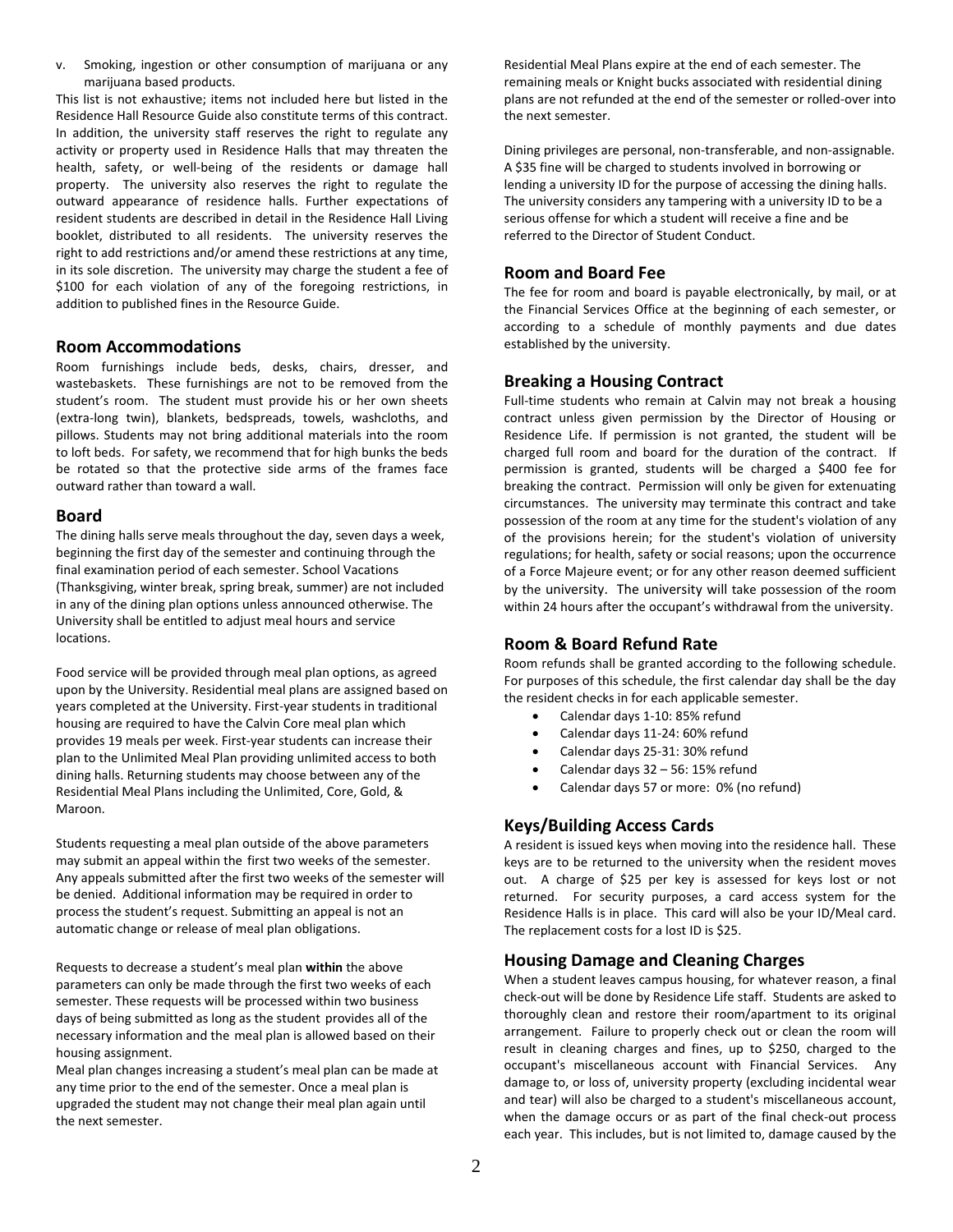v. Smoking, ingestion or other consumption of marijuana or any marijuana based products.

This list is not exhaustive; items not included here but listed in the Residence Hall Resource Guide also constitute terms of this contract. In addition, the university staff reserves the right to regulate any activity or property used in Residence Halls that may threaten the health, safety, or well-being of the residents or damage hall property. The university also reserves the right to regulate the outward appearance of residence halls. Further expectations of resident students are described in detail in the Residence Hall Living booklet, distributed to all residents. The university reserves the right to add restrictions and/or amend these restrictions at any time, in its sole discretion. The university may charge the student a fee of $100 for each violation of any of the foregoing restrictions, in addition to published fines in the Resource Guide.

## Room Accommodations

Room furnishings include beds, desks, chairs, dresser, and wastebaskets. These furnishings are not to be removed from the student's room. The student must provide his or her own sheets (extra-long twin), blankets, bedspreads, towels, washcloths, and pillows. Students may not bring additional materials into the room to loft beds. For safety, we recommend that for high bunks the beds be rotated so that the protective side arms of the frames face outward rather than toward a wall.

## Board

The dining halls serve meals throughout the day, seven days a week, beginning the first day of the semester and continuing through the final examination period of each semester. School Vacations (Thanksgiving, winter break, spring break, summer) are not included in any of the dining plan options unless announced otherwise. The University shall be entitled to adjust meal hours and service locations.

Food service will be provided through meal plan options, as agreed upon by the University. Residential meal plans are assigned based on years completed at the University. First-year students in traditional housing are required to have the Calvin Core meal plan which provides 19 meals per week. First-year students can increase their plan to the Unlimited Meal Plan providing unlimited access to both dining halls. Returning students may choose between any of the Residential Meal Plans including the Unlimited, Core, Gold, & Maroon.

Students requesting a meal plan outside of the above parameters may submit an appeal within the first two weeks of the semester. Any appeals submitted after the first two weeks of the semester will be denied. Additional information may be required in order to process the student's request. Submitting an appeal is not an automatic change or release of meal plan obligations.

Requests to decrease a student's meal plan **within** the above parameters can only be made through the first two weeks of each semester. These requests will be processed within two business days of being submitted as long as the student provides all of the necessary information and the meal plan is allowed based on their housing assignment.

Meal plan changes increasing a student's meal plan can be made at any time prior to the end of the semester. Once a meal plan is upgraded the student may not change their meal plan again until the next semester.

Residential Meal Plans expire at the end of each semester. The remaining meals or Knight bucks associated with residential dining plans are not refunded at the end of the semester or rolled-over into the next semester.

Dining privileges are personal, non-transferable, and non-assignable. A $35 fine will be charged to students involved in borrowing or lending a university ID for the purpose of accessing the dining halls. The university considers any tampering with a university ID to be a serious offense for which a student will receive a fine and be referred to the Director of Student Conduct.

## Room and Board Fee

The fee for room and board is payable electronically, by mail, or at the Financial Services Office at the beginning of each semester, or according to a schedule of monthly payments and due dates established by the university.

## Breaking a Housing Contract

Full-time students who remain at Calvin may not break a housing contract unless given permission by the Director of Housing or Residence Life. If permission is not granted, the student will be charged full room and board for the duration of the contract. If permission is granted, students will be charged a $400 fee for breaking the contract. Permission will only be given for extenuating circumstances. The university may terminate this contract and take possession of the room at any time for the student's violation of any of the provisions herein; for the student's violation of university regulations; for health, safety or social reasons; upon the occurrence of a Force Majeure event; or for any other reason deemed sufficient by the university. The university will take possession of the room within 24 hours after the occupant's withdrawal from the university.

## Room & Board Refund Rate

Room refunds shall be granted according to the following schedule. For purposes of this schedule, the first calendar day shall be the day the resident checks in for each applicable semester.

- Calendar days 1-10: 85% refund
- Calendar days 11-24: 60% refund
- Calendar days 25-31: 30% refund
- Calendar days 32 – 56: 15% refund
- Calendar days 57 or more: 0% (no refund)

## Keys/Building Access Cards

A resident is issued keys when moving into the residence hall. These keys are to be returned to the university when the resident moves out. A charge of $25 per key is assessed for keys lost or not returned. For security purposes, a card access system for the Residence Halls is in place. This card will also be your ID/Meal card. The replacement costs for a lost ID is $25.

## Housing Damage and Cleaning Charges

When a student leaves campus housing, for whatever reason, a final check-out will be done by Residence Life staff. Students are asked to thoroughly clean and restore their room/apartment to its original arrangement. Failure to properly check out or clean the room will result in cleaning charges and fines, up to $250, charged to the occupant's miscellaneous account with Financial Services. Any damage to, or loss of, university property (excluding incidental wear and tear) will also be charged to a student's miscellaneous account, when the damage occurs or as part of the final check-out process each year. This includes, but is not limited to, damage caused by the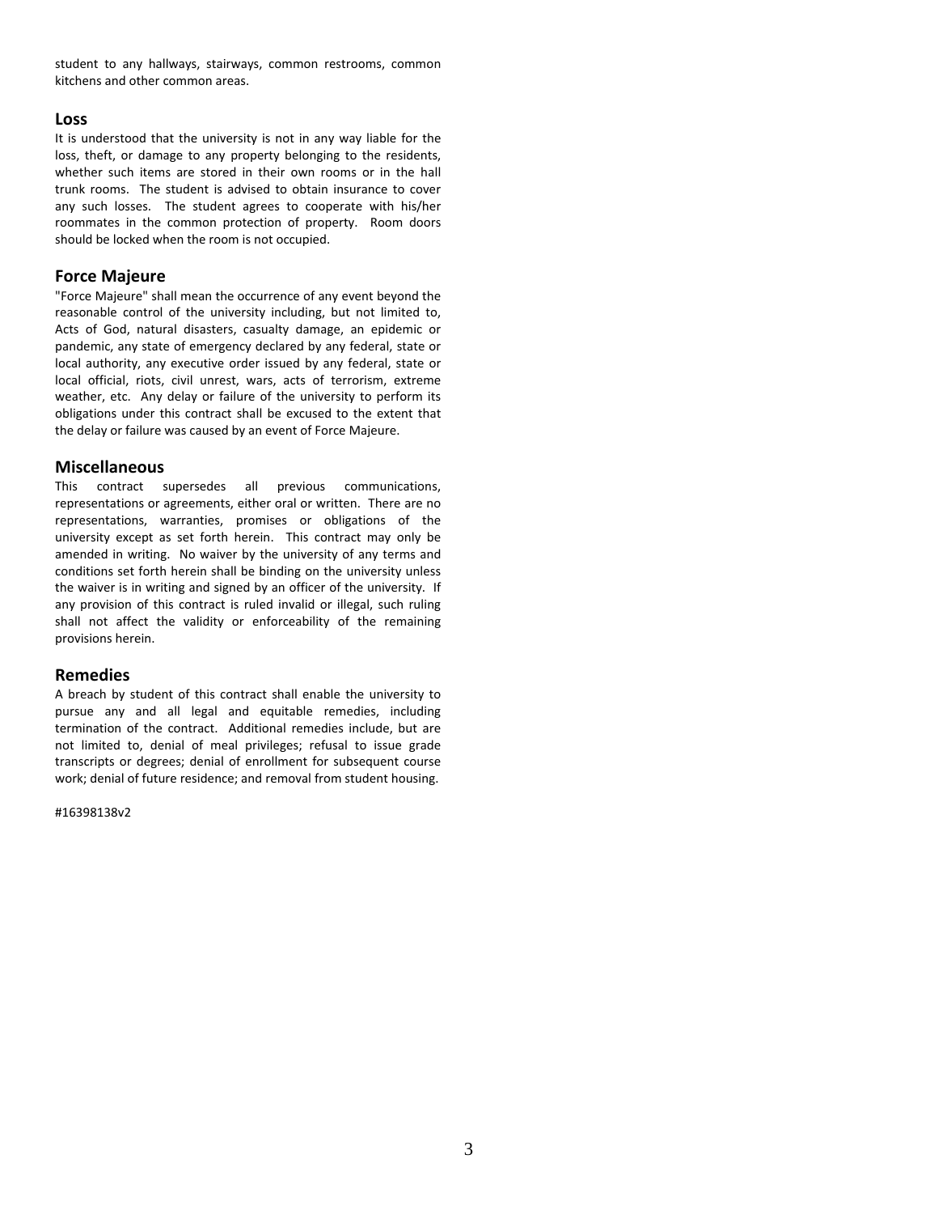student to any hallways, stairways, common restrooms, common kitchens and other common areas.

## Loss

It is understood that the university is not in any way liable for the loss, theft, or damage to any property belonging to the residents, whether such items are stored in their own rooms or in the hall trunk rooms. The student is advised to obtain insurance to cover any such losses. The student agrees to cooperate with his/her roommates in the common protection of property. Room doors should be locked when the room is not occupied.

## Force Majeure

"Force Majeure" shall mean the occurrence of any event beyond the reasonable control of the university including, but not limited to, Acts of God, natural disasters, casualty damage, an epidemic or pandemic, any state of emergency declared by any federal, state or local authority, any executive order issued by any federal, state or local official, riots, civil unrest, wars, acts of terrorism, extreme weather, etc. Any delay or failure of the university to perform its obligations under this contract shall be excused to the extent that the delay or failure was caused by an event of Force Majeure.

## Miscellaneous

This contract supersedes all previous communications, representations or agreements, either oral or written. There are no representations, warranties, promises or obligations of the university except as set forth herein. This contract may only be amended in writing. No waiver by the university of any terms and conditions set forth herein shall be binding on the university unless the waiver is in writing and signed by an officer of the university. If any provision of this contract is ruled invalid or illegal, such ruling shall not affect the validity or enforceability of the remaining provisions herein.

## Remedies

A breach by student of this contract shall enable the university to pursue any and all legal and equitable remedies, including termination of the contract. Additional remedies include, but are not limited to, denial of meal privileges; refusal to issue grade transcripts or degrees; denial of enrollment for subsequent course work; denial of future residence; and removal from student housing.

#16398138v2